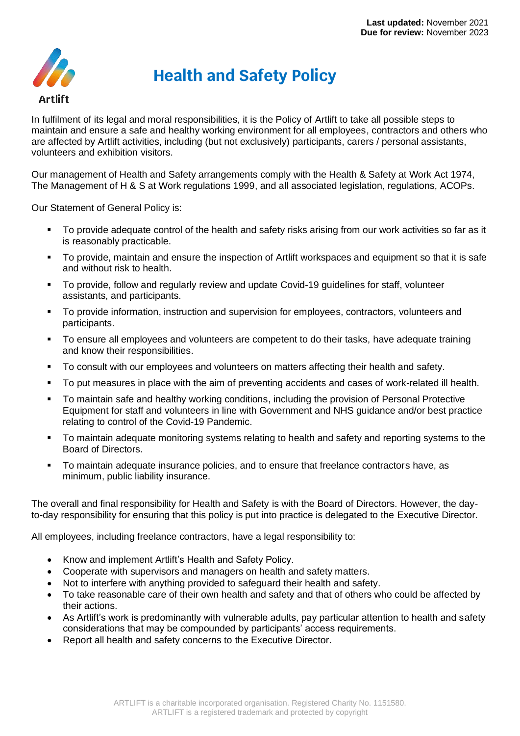**Last updated:** November 2021
**Due for review:** November 2023

Artlift

# Health and Safety Policy

In fulfilment of its legal and moral responsibilities, it is the Policy of Artlift to take all possible steps to maintain and ensure a safe and healthy working environment for all employees, contractors and others who are affected by Artlift activities, including (but not exclusively) participants, carers / personal assistants, volunteers and exhibition visitors.

Our management of Health and Safety arrangements comply with the Health & Safety at Work Act 1974, The Management of H & S at Work regulations 1999, and all associated legislation, regulations, ACOPs.

Our Statement of General Policy is:

- To provide adequate control of the health and safety risks arising from our work activities so far as it is reasonably practicable.
- To provide, maintain and ensure the inspection of Artlift workspaces and equipment so that it is safe and without risk to health.
- To provide, follow and regularly review and update Covid-19 guidelines for staff, volunteer assistants, and participants.
- To provide information, instruction and supervision for employees, contractors, volunteers and participants.
- To ensure all employees and volunteers are competent to do their tasks, have adequate training and know their responsibilities.
- To consult with our employees and volunteers on matters affecting their health and safety.
- To put measures in place with the aim of preventing accidents and cases of work-related ill health.
- To maintain safe and healthy working conditions, including the provision of Personal Protective Equipment for staff and volunteers in line with Government and NHS guidance and/or best practice relating to control of the Covid-19 Pandemic.
- To maintain adequate monitoring systems relating to health and safety and reporting systems to the Board of Directors.
- To maintain adequate insurance policies, and to ensure that freelance contractors have, as minimum, public liability insurance.

The overall and final responsibility for Health and Safety is with the Board of Directors. However, the day-to-day responsibility for ensuring that this policy is put into practice is delegated to the Executive Director.

All employees, including freelance contractors, have a legal responsibility to:

- Know and implement Artlift's Health and Safety Policy.
- Cooperate with supervisors and managers on health and safety matters.
- Not to interfere with anything provided to safeguard their health and safety.
- To take reasonable care of their own health and safety and that of others who could be affected by their actions.
- As Artlift's work is predominantly with vulnerable adults, pay particular attention to health and safety considerations that may be compounded by participants' access requirements.
- Report all health and safety concerns to the Executive Director.

ARTLIFT is a charitable incorporated organisation. Registered Charity No. 1151580.
ARTLIFT is a registered trademark and protected by copyright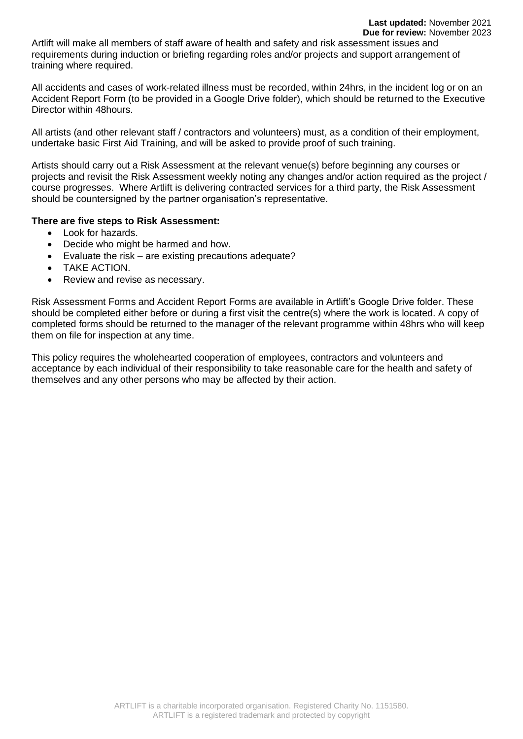**Last updated:** November 2021
**Due for review:** November 2023

Artlift will make all members of staff aware of health and safety and risk assessment issues and requirements during induction or briefing regarding roles and/or projects and support arrangement of training where required.

All accidents and cases of work-related illness must be recorded, within 24hrs, in the incident log or on an Accident Report Form (to be provided in a Google Drive folder), which should be returned to the Executive Director within 48hours.

All artists (and other relevant staff / contractors and volunteers) must, as a condition of their employment, undertake basic First Aid Training, and will be asked to provide proof of such training.

Artists should carry out a Risk Assessment at the relevant venue(s) before beginning any courses or projects and revisit the Risk Assessment weekly noting any changes and/or action required as the project / course progresses. Where Artlift is delivering contracted services for a third party, the Risk Assessment should be countersigned by the partner organisation's representative.

**There are five steps to Risk Assessment:**

- Look for hazards.
- Decide who might be harmed and how.
- Evaluate the risk – are existing precautions adequate?
- TAKE ACTION.
- Review and revise as necessary.

Risk Assessment Forms and Accident Report Forms are available in Artlift's Google Drive folder. These should be completed either before or during a first visit the centre(s) where the work is located. A copy of completed forms should be returned to the manager of the relevant programme within 48hrs who will keep them on file for inspection at any time.

This policy requires the wholehearted cooperation of employees, contractors and volunteers and acceptance by each individual of their responsibility to take reasonable care for the health and safety of themselves and any other persons who may be affected by their action.

ARTLIFT is a charitable incorporated organisation. Registered Charity No. 1151580.
ARTLIFT is a registered trademark and protected by copyright